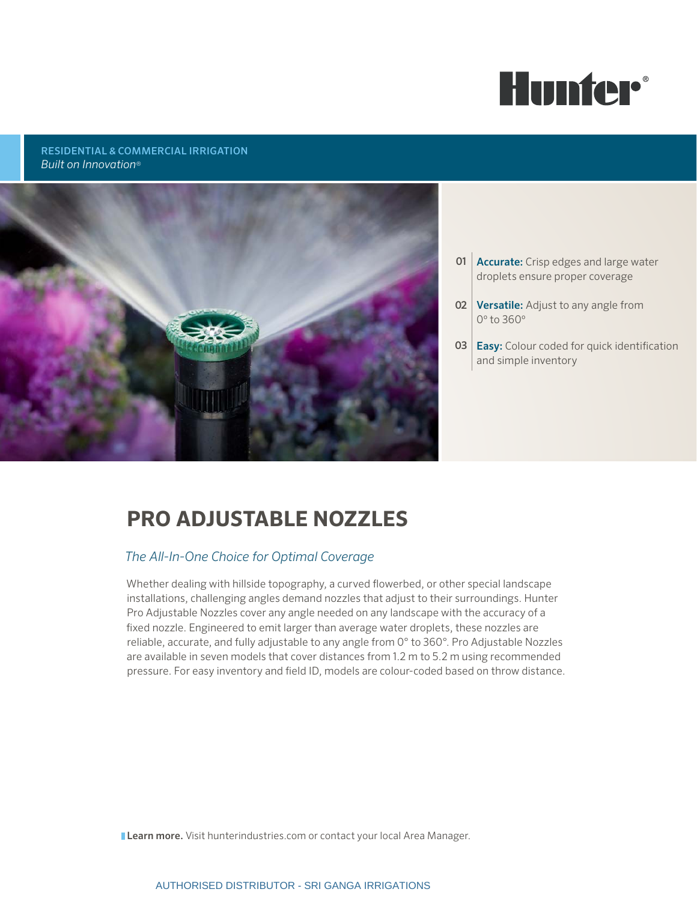Hunter®

RESIDENTIAL & COMMERCIAL IRRIGATION
*Built on Innovation®*

01 **Accurate:** Crisp edges and large water droplets ensure proper coverage

02 **Versatile:** Adjust to any angle from 0° to 360°

03 **Easy:** Colour coded for quick identification and simple inventory

# PRO ADJUSTABLE NOZZLES

*The All-In-One Choice for Optimal Coverage*

Whether dealing with hillside topography, a curved flowerbed, or other special landscape installations, challenging angles demand nozzles that adjust to their surroundings. Hunter Pro Adjustable Nozzles cover any angle needed on any landscape with the accuracy of a fixed nozzle. Engineered to emit larger than average water droplets, these nozzles are reliable, accurate, and fully adjustable to any angle from 0° to 360°. Pro Adjustable Nozzles are available in seven models that cover distances from 1.2 m to 5.2 m using recommended pressure. For easy inventory and field ID, models are colour-coded based on throw distance.

**Learn more.** Visit hunterindustries.com or contact your local Area Manager.

AUTHORISED DISTRIBUTOR - SRI GANGA IRRIGATIONS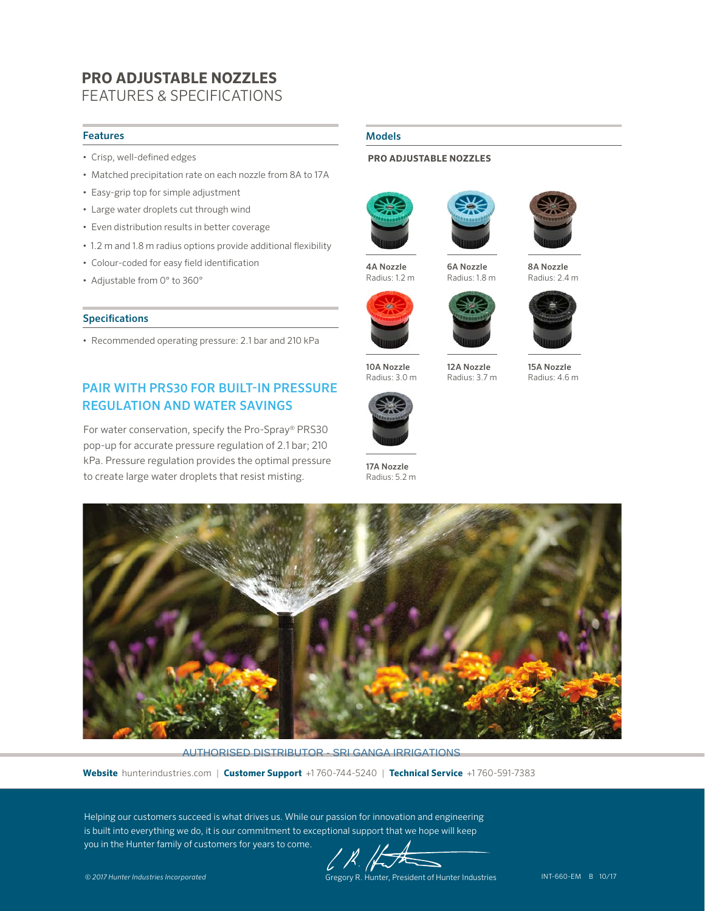# PRO ADJUSTABLE NOZZLES
## FEATURES & SPECIFICATIONS

### Features

- Crisp, well-defined edges
- Matched precipitation rate on each nozzle from 8A to 17A
- Easy-grip top for simple adjustment
- Large water droplets cut through wind
- Even distribution results in better coverage
- 1.2 m and 1.8 m radius options provide additional flexibility
- Colour-coded for easy field identification
- Adjustable from 0° to 360°

### Specifications

- Recommended operating pressure: 2.1 bar and 210 kPa

### PAIR WITH PRS30 FOR BUILT-IN PRESSURE REGULATION AND WATER SAVINGS

For water conservation, specify the Pro-Spray® PRS30 pop-up for accurate pressure regulation of 2.1 bar; 210 kPa. Pressure regulation provides the optimal pressure to create large water droplets that resist misting.

### Models

**PRO ADJUSTABLE NOZZLES**

**4A Nozzle**
Radius: 1.2 m

**6A Nozzle**
Radius: 1.8 m

**8A Nozzle**
Radius: 2.4 m

**10A Nozzle**
Radius: 3.0 m

**12A Nozzle**
Radius: 3.7 m

**15A Nozzle**
Radius: 4.6 m

**17A Nozzle**
Radius: 5.2 m

AUTHORISED DISTRIBUTOR - SRI GANGA IRRIGATIONS

**Website** hunterindustries.com | **Customer Support** +1 760-744-5240 | **Technical Service** +1 760-591-7383

Helping our customers succeed is what drives us. While our passion for innovation and engineering is built into everything we do, it is our commitment to exceptional support that we hope will keep you in the Hunter family of customers for years to come.

Gregory R. Hunter, President of Hunter Industries

*© 2017 Hunter Industries Incorporated*

INT-660-EM B 10/17